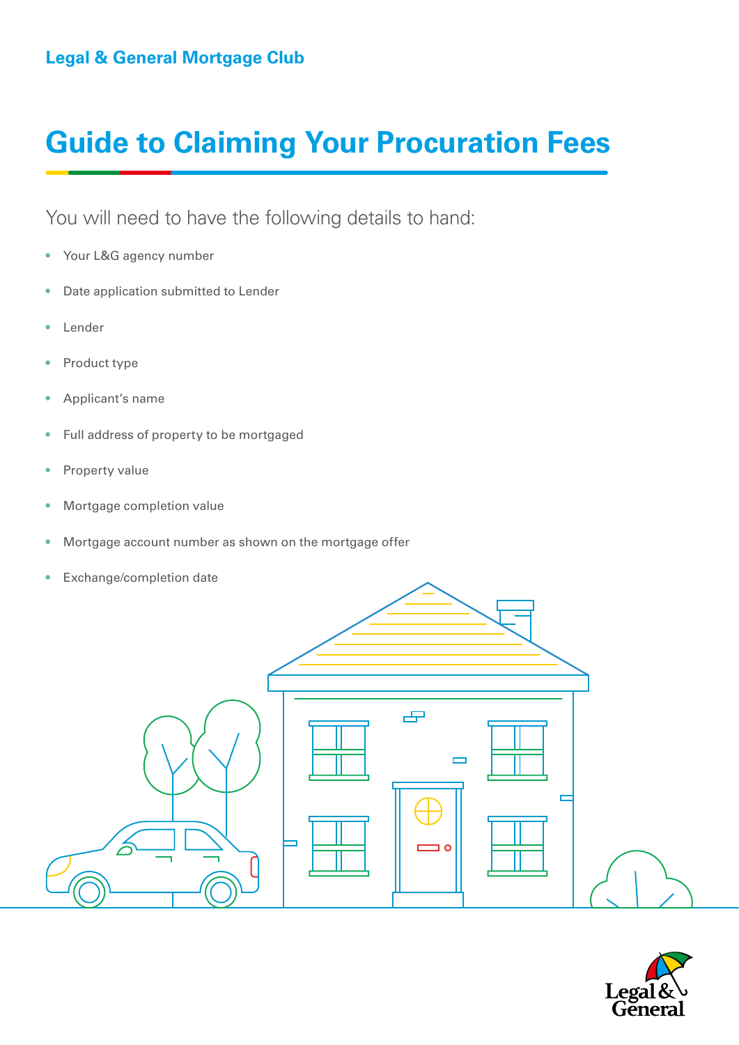Legal & General Mortgage Club

# Guide to Claiming Your Procuration Fees

You will need to have the following details to hand:

- Your L&G agency number
- Date application submitted to Lender
- Lender
- Product type
- Applicant's name
- Full address of property to be mortgaged
- Property value
- Mortgage completion value
- Mortgage account number as shown on the mortgage offer
- Exchange/completion date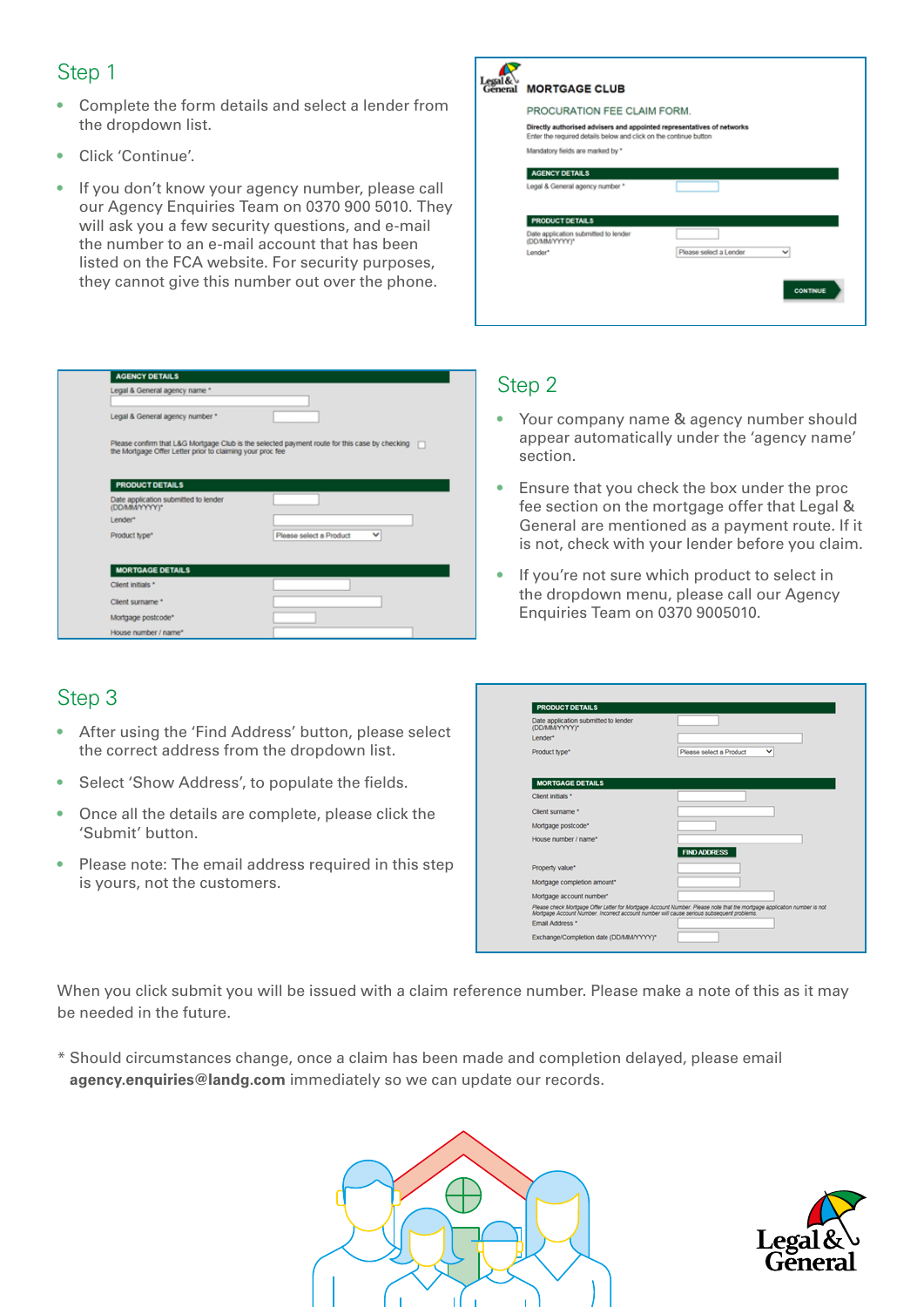## Step 1

- Complete the form details and select a lender from the dropdown list.
- Click 'Continue'.
- If you don't know your agency number, please call our Agency Enquiries Team on 0370 900 5010. They will ask you a few security questions, and e-mail the number to an e-mail account that has been listed on the FCA website. For security purposes, they cannot give this number out over the phone.

## Step 2

- Your company name & agency number should appear automatically under the 'agency name' section.
- Ensure that you check the box under the proc fee section on the mortgage offer that Legal & General are mentioned as a payment route. If it is not, check with your lender before you claim.
- If you're not sure which product to select in the dropdown menu, please call our Agency Enquiries Team on 0370 9005010.

## Step 3

- After using the 'Find Address' button, please select the correct address from the dropdown list.
- Select 'Show Address', to populate the fields.
- Once all the details are complete, please click the 'Submit' button.
- Please note: The email address required in this step is yours, not the customers.

When you click submit you will be issued with a claim reference number. Please make a note of this as it may be needed in the future.

* Should circumstances change, once a claim has been made and completion delayed, please email **agency.enquiries@landg.com** immediately so we can update our records.